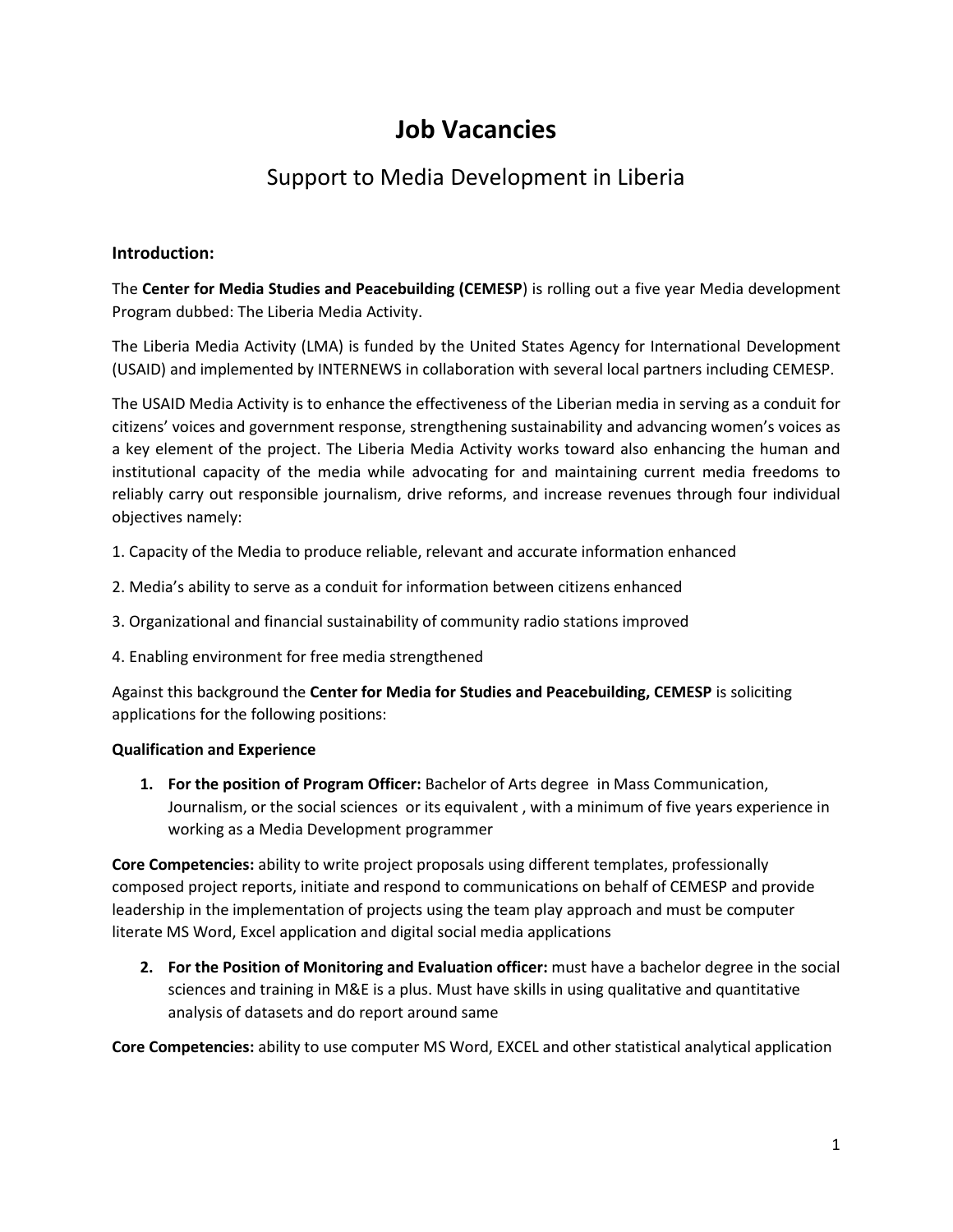# Job Vacancies

## Support to Media Development in Liberia

### Introduction:

The **Center for Media Studies and Peacebuilding (CEMESP**) is rolling out a five year Media development Program dubbed: The Liberia Media Activity.

The Liberia Media Activity (LMA) is funded by the United States Agency for International Development (USAID) and implemented by INTERNEWS in collaboration with several local partners including CEMESP.

The USAID Media Activity is to enhance the effectiveness of the Liberian media in serving as a conduit for citizens' voices and government response, strengthening sustainability and advancing women's voices as a key element of the project. The Liberia Media Activity works toward also enhancing the human and institutional capacity of the media while advocating for and maintaining current media freedoms to reliably carry out responsible journalism, drive reforms, and increase revenues through four individual objectives namely:

1. Capacity of the Media to produce reliable, relevant and accurate information enhanced

2. Media's ability to serve as a conduit for information between citizens enhanced

3. Organizational and financial sustainability of community radio stations improved

4. Enabling environment for free media strengthened

Against this background the **Center for Media for Studies and Peacebuilding, CEMESP** is soliciting applications for the following positions:

**Qualification and Experience**

1. **For the position of Program Officer:** Bachelor of Arts degree in Mass Communication, Journalism, or the social sciences or its equivalent , with a minimum of five years experience in working as a Media Development programmer

**Core Competencies:** ability to write project proposals using different templates, professionally composed project reports, initiate and respond to communications on behalf of CEMESP and provide leadership in the implementation of projects using the team play approach and must be computer literate MS Word, Excel application and digital social media applications

2. **For the Position of Monitoring and Evaluation officer:** must have a bachelor degree in the social sciences and training in M&E is a plus. Must have skills in using qualitative and quantitative analysis of datasets and do report around same

**Core Competencies:** ability to use computer MS Word, EXCEL and other statistical analytical application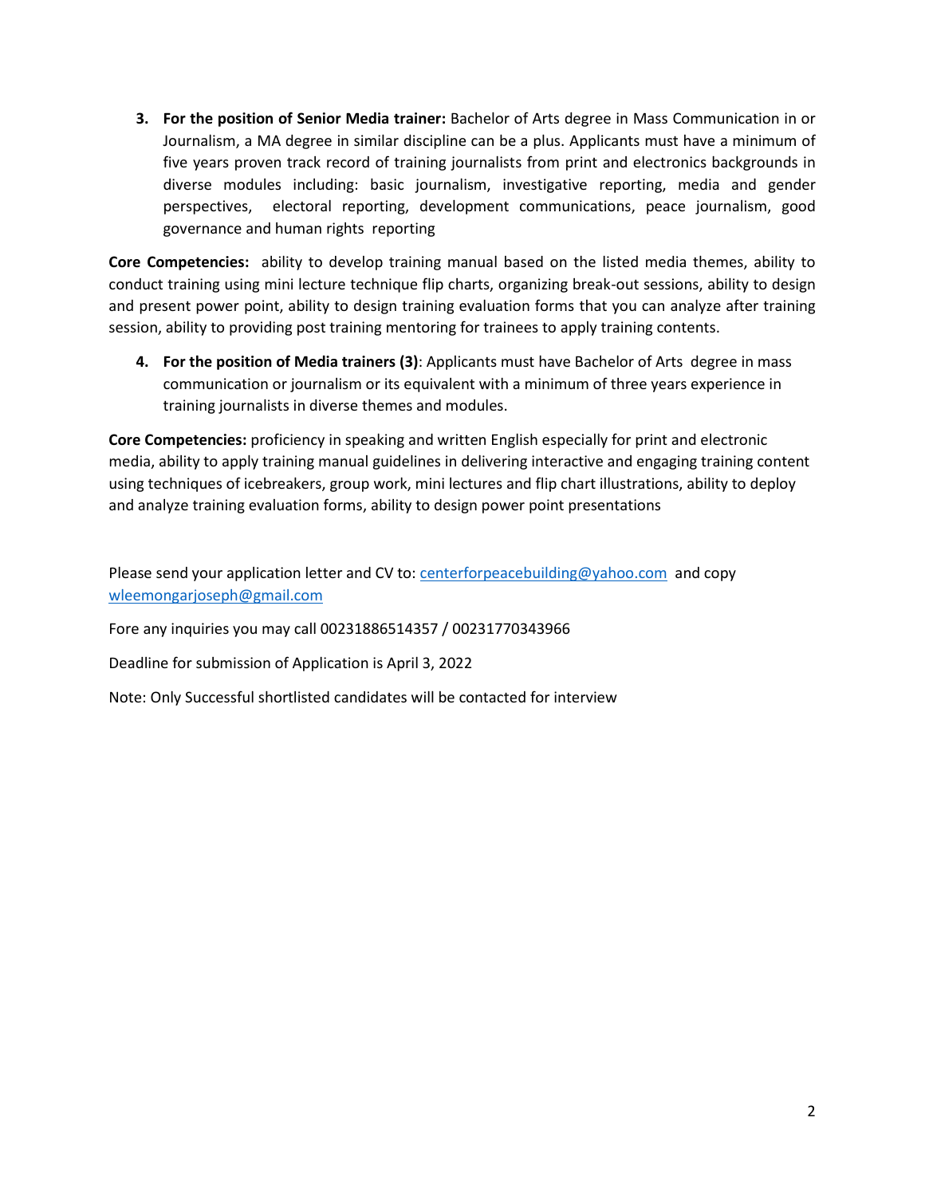3. **For the position of Senior Media trainer:** Bachelor of Arts degree in Mass Communication in or Journalism, a MA degree in similar discipline can be a plus. Applicants must have a minimum of five years proven track record of training journalists from print and electronics backgrounds in diverse modules including: basic journalism, investigative reporting, media and gender perspectives, electoral reporting, development communications, peace journalism, good governance and human rights reporting

**Core Competencies:** ability to develop training manual based on the listed media themes, ability to conduct training using mini lecture technique flip charts, organizing break-out sessions, ability to design and present power point, ability to design training evaluation forms that you can analyze after training session, ability to providing post training mentoring for trainees to apply training contents.

4. **For the position of Media trainers (3)**: Applicants must have Bachelor of Arts degree in mass communication or journalism or its equivalent with a minimum of three years experience in training journalists in diverse themes and modules.

**Core Competencies:** proficiency in speaking and written English especially for print and electronic media, ability to apply training manual guidelines in delivering interactive and engaging training content using techniques of icebreakers, group work, mini lectures and flip chart illustrations, ability to deploy and analyze training evaluation forms, ability to design power point presentations

Please send your application letter and CV to: centerforpeacebuilding@yahoo.com and copy wleemongarjoseph@gmail.com

Fore any inquiries you may call 00231886514357 / 00231770343966

Deadline for submission of Application is April 3, 2022

Note: Only Successful shortlisted candidates will be contacted for interview